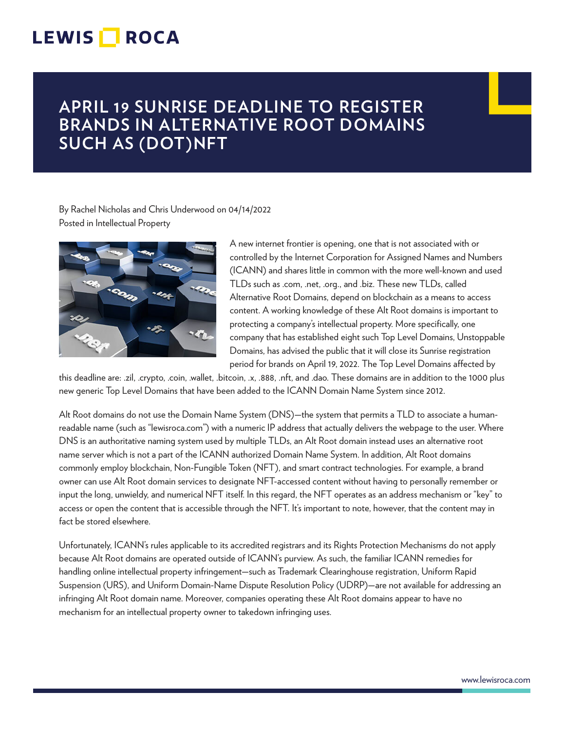# APRIL 19 SUNRISE DEADLINE TO REGISTER BRANDS IN ALTERNATIVE ROOT DOMAINS SUCH AS (DOT)NFT

By Rachel Nicholas and Chris Underwood on 04/14/2022
Posted in Intellectual Property

A new internet frontier is opening, one that is not associated with or controlled by the Internet Corporation for Assigned Names and Numbers (ICANN) and shares little in common with the more well-known and used TLDs such as .com, .net, .org., and .biz. These new TLDs, called Alternative Root Domains, depend on blockchain as a means to access content. A working knowledge of these Alt Root domains is important to protecting a company's intellectual property. More specifically, one company that has established eight such Top Level Domains, Unstoppable Domains, has advised the public that it will close its Sunrise registration period for brands on April 19, 2022. The Top Level Domains affected by this deadline are: .zil, .crypto, .coin, .wallet, .bitcoin, .x, .888, .nft, and .dao. These domains are in addition to the 1000 plus new generic Top Level Domains that have been added to the ICANN Domain Name System since 2012.

Alt Root domains do not use the Domain Name System (DNS)—the system that permits a TLD to associate a human-readable name (such as "lewisroca.com") with a numeric IP address that actually delivers the webpage to the user. Where DNS is an authoritative naming system used by multiple TLDs, an Alt Root domain instead uses an alternative root name server which is not a part of the ICANN authorized Domain Name System. In addition, Alt Root domains commonly employ blockchain, Non-Fungible Token (NFT), and smart contract technologies. For example, a brand owner can use Alt Root domain services to designate NFT-accessed content without having to personally remember or input the long, unwieldy, and numerical NFT itself. In this regard, the NFT operates as an address mechanism or "key" to access or open the content that is accessible through the NFT. It's important to note, however, that the content may in fact be stored elsewhere.

Unfortunately, ICANN's rules applicable to its accredited registrars and its Rights Protection Mechanisms do not apply because Alt Root domains are operated outside of ICANN's purview. As such, the familiar ICANN remedies for handling online intellectual property infringement—such as Trademark Clearinghouse registration, Uniform Rapid Suspension (URS), and Uniform Domain-Name Dispute Resolution Policy (UDRP)—are not available for addressing an infringing Alt Root domain name. Moreover, companies operating these Alt Root domains appear to have no mechanism for an intellectual property owner to takedown infringing uses.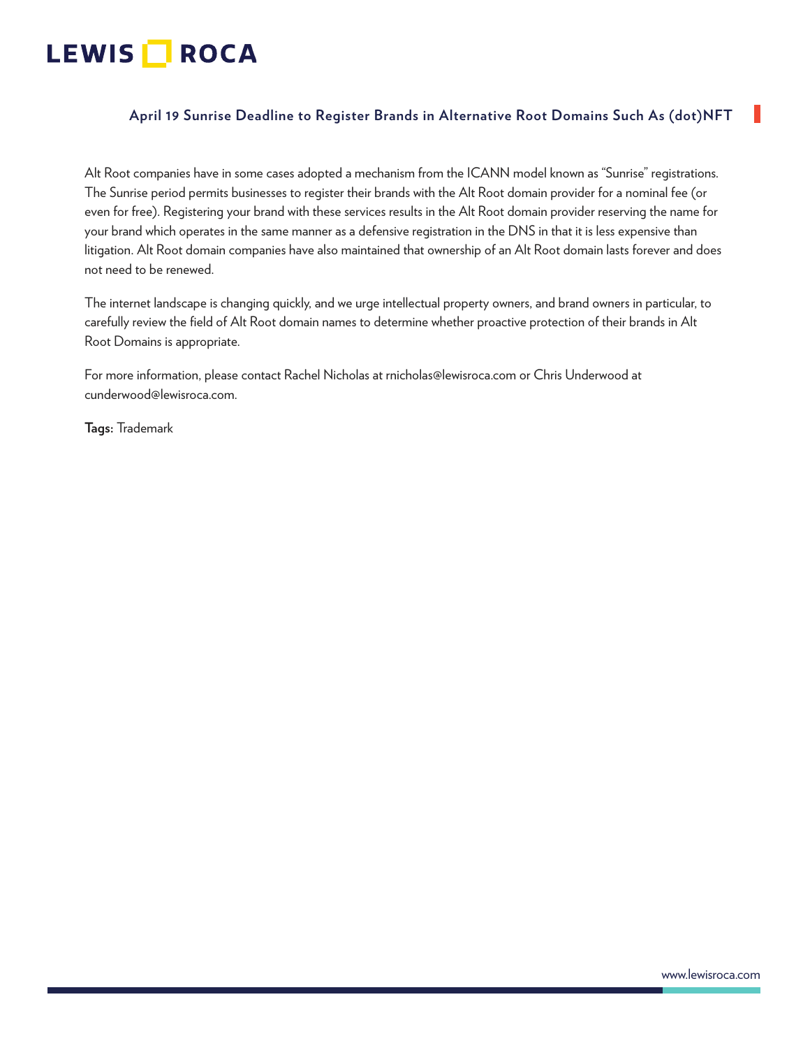Alt Root companies have in some cases adopted a mechanism from the ICANN model known as "Sunrise" registrations. The Sunrise period permits businesses to register their brands with the Alt Root domain provider for a nominal fee (or even for free). Registering your brand with these services results in the Alt Root domain provider reserving the name for your brand which operates in the same manner as a defensive registration in the DNS in that it is less expensive than litigation. Alt Root domain companies have also maintained that ownership of an Alt Root domain lasts forever and does not need to be renewed.

The internet landscape is changing quickly, and we urge intellectual property owners, and brand owners in particular, to carefully review the field of Alt Root domain names to determine whether proactive protection of their brands in Alt Root Domains is appropriate.

For more information, please contact Rachel Nicholas at rnicholas@lewisroca.com or Chris Underwood at cunderwood@lewisroca.com.

**Tags:** Trademark